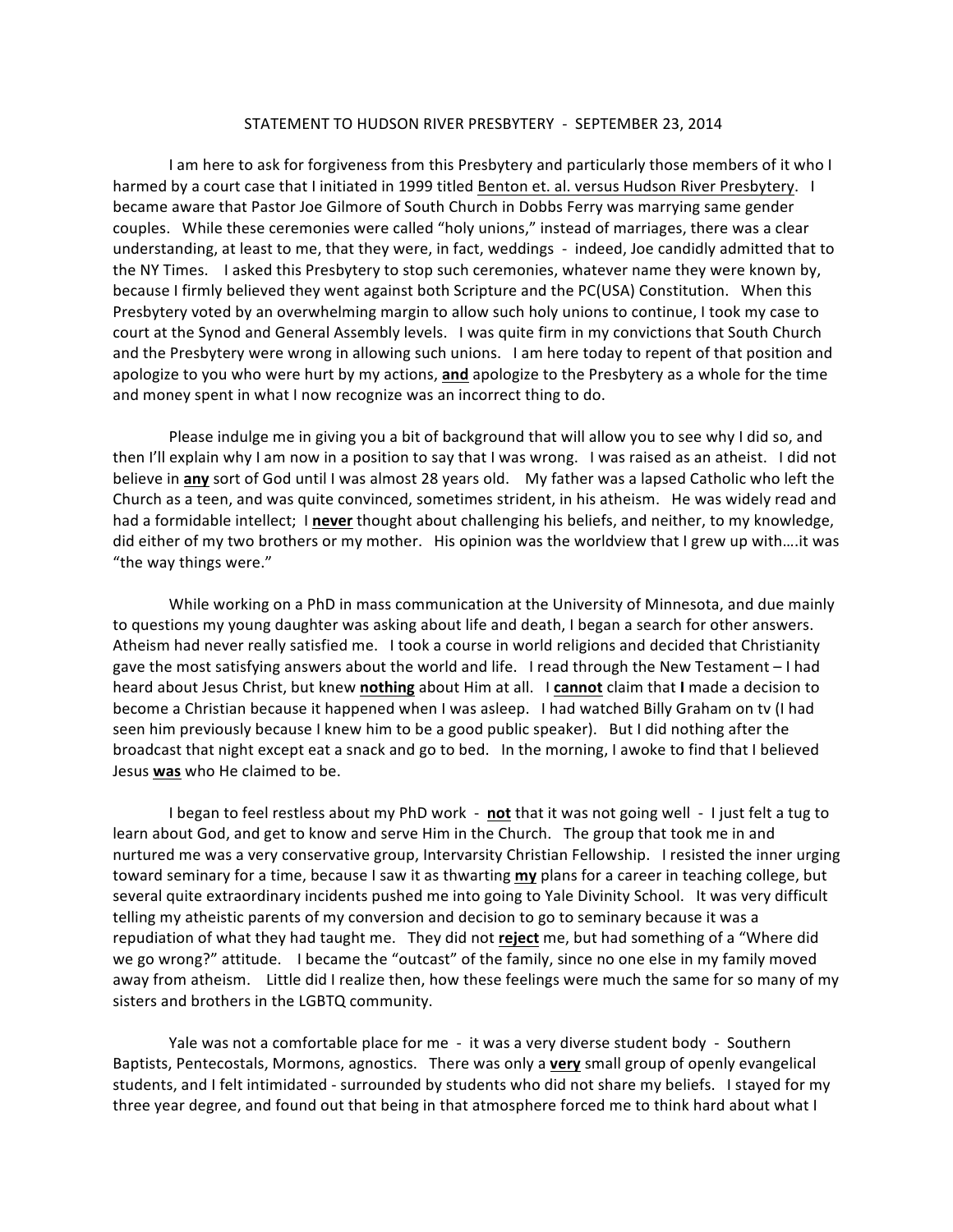STATEMENT TO HUDSON RIVER PRESBYTERY - SEPTEMBER 23, 2014

I am here to ask for forgiveness from this Presbytery and particularly those members of it who I harmed by a court case that I initiated in 1999 titled <u>Benton et. al. versus Hudson River Presbytery</u>. I became aware that Pastor Joe Gilmore of South Church in Dobbs Ferry was marrying same gender couples. While these ceremonies were called "holy unions," instead of marriages, there was a clear understanding, at least to me, that they were, in fact, weddings - indeed, Joe candidly admitted that to the NY Times. I asked this Presbytery to stop such ceremonies, whatever name they were known by, because I firmly believed they went against both Scripture and the PC(USA) Constitution. When this Presbytery voted by an overwhelming margin to allow such holy unions to continue, I took my case to court at the Synod and General Assembly levels. I was quite firm in my convictions that South Church and the Presbytery were wrong in allowing such unions. I am here today to repent of that position and apologize to you who were hurt by my actions, <u>**and**</u> apologize to the Presbytery as a whole for the time and money spent in what I now recognize was an incorrect thing to do.

Please indulge me in giving you a bit of background that will allow you to see why I did so, and then I'll explain why I am now in a position to say that I was wrong. I was raised as an atheist. I did not believe in <u>**any**</u> sort of God until I was almost 28 years old. My father was a lapsed Catholic who left the Church as a teen, and was quite convinced, sometimes strident, in his atheism. He was widely read and had a formidable intellect; I <u>**never**</u> thought about challenging his beliefs, and neither, to my knowledge, did either of my two brothers or my mother. His opinion was the worldview that I grew up with….it was "the way things were."

While working on a PhD in mass communication at the University of Minnesota, and due mainly to questions my young daughter was asking about life and death, I began a search for other answers. Atheism had never really satisfied me. I took a course in world religions and decided that Christianity gave the most satisfying answers about the world and life. I read through the New Testament – I had heard about Jesus Christ, but knew <u>**nothing**</u> about Him at all. I <u>**cannot**</u> claim that **I** made a decision to become a Christian because it happened when I was asleep. I had watched Billy Graham on tv (I had seen him previously because I knew him to be a good public speaker). But I did nothing after the broadcast that night except eat a snack and go to bed. In the morning, I awoke to find that I believed Jesus <u>**was**</u> who He claimed to be.

I began to feel restless about my PhD work - <u>**not**</u> that it was not going well - I just felt a tug to learn about God, and get to know and serve Him in the Church. The group that took me in and nurtured me was a very conservative group, Intervarsity Christian Fellowship. I resisted the inner urging toward seminary for a time, because I saw it as thwarting <u>**my**</u> plans for a career in teaching college, but several quite extraordinary incidents pushed me into going to Yale Divinity School. It was very difficult telling my atheistic parents of my conversion and decision to go to seminary because it was a repudiation of what they had taught me. They did not <u>**reject**</u> me, but had something of a "Where did we go wrong?" attitude. I became the "outcast" of the family, since no one else in my family moved away from atheism. Little did I realize then, how these feelings were much the same for so many of my sisters and brothers in the LGBTQ community.

Yale was not a comfortable place for me - it was a very diverse student body - Southern Baptists, Pentecostals, Mormons, agnostics. There was only a <u>**very**</u> small group of openly evangelical students, and I felt intimidated - surrounded by students who did not share my beliefs. I stayed for my three year degree, and found out that being in that atmosphere forced me to think hard about what I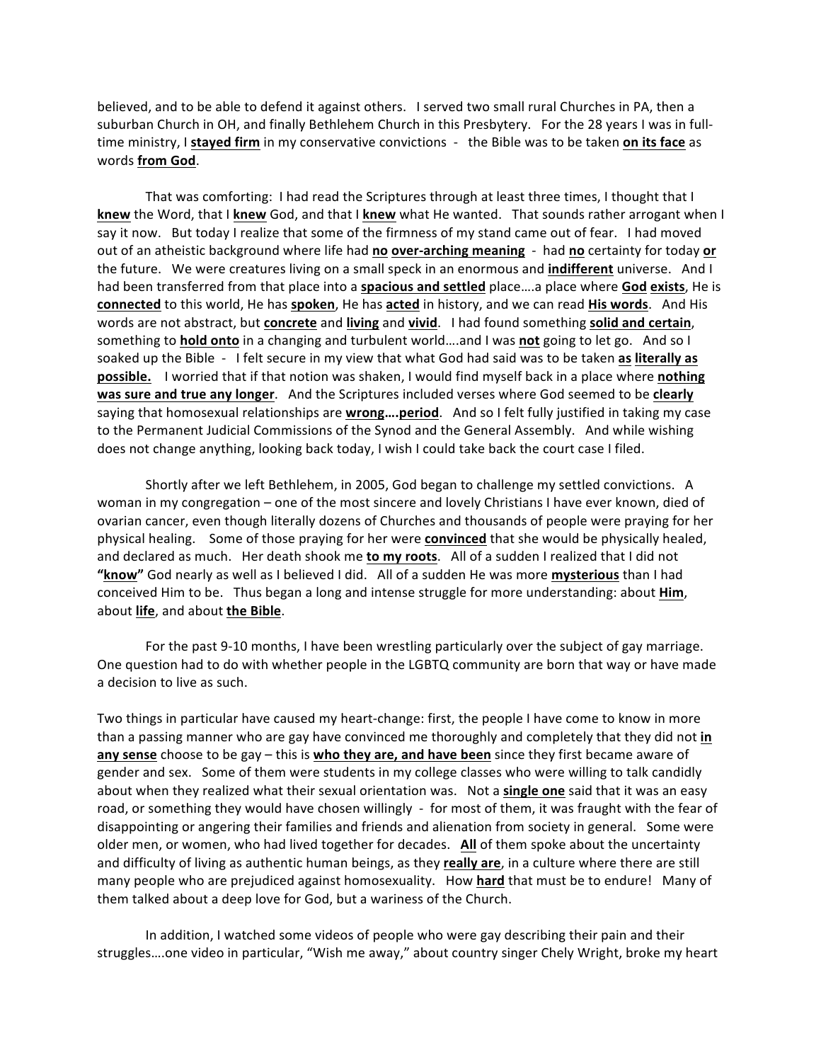believed, and to be able to defend it against others. I served two small rural Churches in PA, then a suburban Church in OH, and finally Bethlehem Church in this Presbytery. For the 28 years I was in full-time ministry, I **stayed firm** in my conservative convictions - the Bible was to be taken **on its face** as words **from God**.

That was comforting: I had read the Scriptures through at least three times, I thought that I **knew** the Word, that I **knew** God, and that I **knew** what He wanted. That sounds rather arrogant when I say it now. But today I realize that some of the firmness of my stand came out of fear. I had moved out of an atheistic background where life had **no over-arching meaning** - had **no** certainty for today **or** the future. We were creatures living on a small speck in an enormous and **indifferent** universe. And I had been transferred from that place into a **spacious and settled** place….a place where **God exists**, He is **connected** to this world, He has **spoken**, He has **acted** in history, and we can read **His words**. And His words are not abstract, but **concrete** and **living** and **vivid**. I had found something **solid and certain**, something to **hold onto** in a changing and turbulent world….and I was **not** going to let go. And so I soaked up the Bible - I felt secure in my view that what God had said was to be taken **as literally as possible.** I worried that if that notion was shaken, I would find myself back in a place where **nothing was sure and true any longer**. And the Scriptures included verses where God seemed to be **clearly** saying that homosexual relationships are **wrong….period**. And so I felt fully justified in taking my case to the Permanent Judicial Commissions of the Synod and the General Assembly. And while wishing does not change anything, looking back today, I wish I could take back the court case I filed.

Shortly after we left Bethlehem, in 2005, God began to challenge my settled convictions. A woman in my congregation – one of the most sincere and lovely Christians I have ever known, died of ovarian cancer, even though literally dozens of Churches and thousands of people were praying for her physical healing. Some of those praying for her were **convinced** that she would be physically healed, and declared as much. Her death shook me **to my roots**. All of a sudden I realized that I did not **"know"** God nearly as well as I believed I did. All of a sudden He was more **mysterious** than I had conceived Him to be. Thus began a long and intense struggle for more understanding: about **Him**, about **life**, and about **the Bible**.

For the past 9-10 months, I have been wrestling particularly over the subject of gay marriage. One question had to do with whether people in the LGBTQ community are born that way or have made a decision to live as such.

Two things in particular have caused my heart-change: first, the people I have come to know in more than a passing manner who are gay have convinced me thoroughly and completely that they did not **in any sense** choose to be gay – this is **who they are, and have been** since they first became aware of gender and sex. Some of them were students in my college classes who were willing to talk candidly about when they realized what their sexual orientation was. Not a **single one** said that it was an easy road, or something they would have chosen willingly - for most of them, it was fraught with the fear of disappointing or angering their families and friends and alienation from society in general. Some were older men, or women, who had lived together for decades. **All** of them spoke about the uncertainty and difficulty of living as authentic human beings, as they **really are**, in a culture where there are still many people who are prejudiced against homosexuality. How **hard** that must be to endure! Many of them talked about a deep love for God, but a wariness of the Church.

In addition, I watched some videos of people who were gay describing their pain and their struggles….one video in particular, "Wish me away," about country singer Chely Wright, broke my heart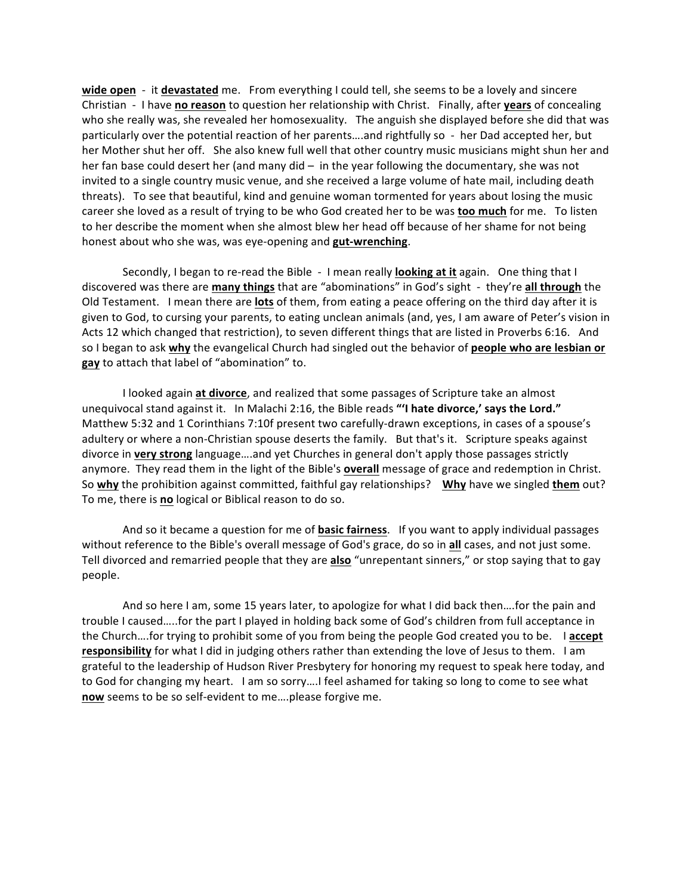**wide open** - it **devastated** me. From everything I could tell, she seems to be a lovely and sincere Christian - I have **no reason** to question her relationship with Christ. Finally, after **years** of concealing who she really was, she revealed her homosexuality. The anguish she displayed before she did that was particularly over the potential reaction of her parents….and rightfully so - her Dad accepted her, but her Mother shut her off. She also knew full well that other country music musicians might shun her and her fan base could desert her (and many did – in the year following the documentary, she was not invited to a single country music venue, and she received a large volume of hate mail, including death threats). To see that beautiful, kind and genuine woman tormented for years about losing the music career she loved as a result of trying to be who God created her to be was **too much** for me. To listen to her describe the moment when she almost blew her head off because of her shame for not being honest about who she was, was eye-opening and **gut-wrenching**.

Secondly, I began to re-read the Bible - I mean really **looking at it** again. One thing that I discovered was there are **many things** that are "abominations" in God's sight - they're **all through** the Old Testament. I mean there are **lots** of them, from eating a peace offering on the third day after it is given to God, to cursing your parents, to eating unclean animals (and, yes, I am aware of Peter's vision in Acts 12 which changed that restriction), to seven different things that are listed in Proverbs 6:16. And so I began to ask **why** the evangelical Church had singled out the behavior of **people who are lesbian or gay** to attach that label of "abomination" to.

I looked again **at divorce**, and realized that some passages of Scripture take an almost unequivocal stand against it. In Malachi 2:16, the Bible reads **"'I hate divorce,' says the Lord."** Matthew 5:32 and 1 Corinthians 7:10f present two carefully-drawn exceptions, in cases of a spouse's adultery or where a non-Christian spouse deserts the family. But that's it. Scripture speaks against divorce in **very strong** language….and yet Churches in general don't apply those passages strictly anymore. They read them in the light of the Bible's **overall** message of grace and redemption in Christ. So **why** the prohibition against committed, faithful gay relationships? **Why** have we singled **them** out? To me, there is **no** logical or Biblical reason to do so.

And so it became a question for me of **basic fairness**. If you want to apply individual passages without reference to the Bible's overall message of God's grace, do so in **all** cases, and not just some. Tell divorced and remarried people that they are **also** "unrepentant sinners," or stop saying that to gay people.

And so here I am, some 15 years later, to apologize for what I did back then….for the pain and trouble I caused…..for the part I played in holding back some of God's children from full acceptance in the Church….for trying to prohibit some of you from being the people God created you to be. I **accept responsibility** for what I did in judging others rather than extending the love of Jesus to them. I am grateful to the leadership of Hudson River Presbytery for honoring my request to speak here today, and to God for changing my heart. I am so sorry….I feel ashamed for taking so long to come to see what **now** seems to be so self-evident to me….please forgive me.